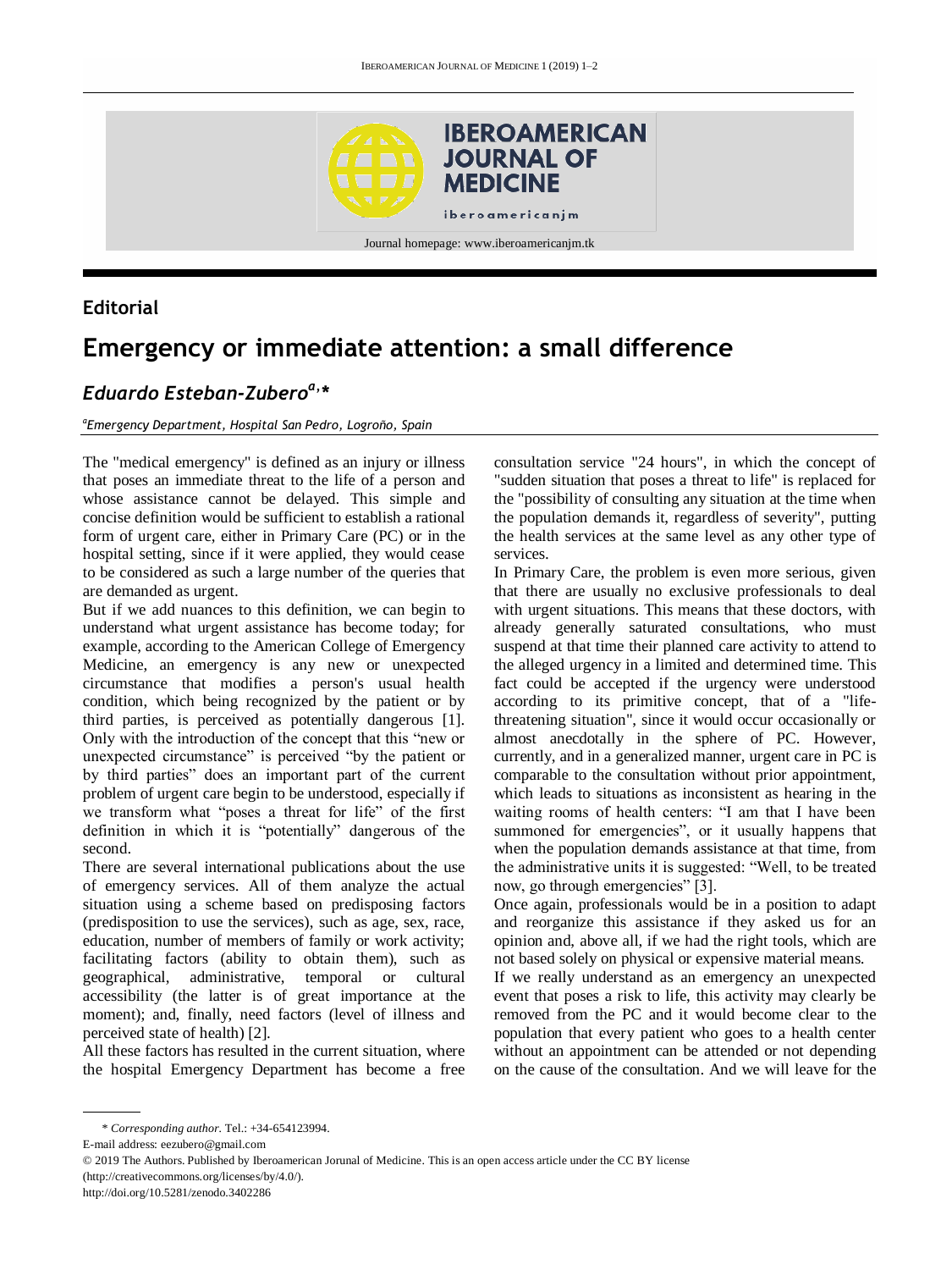Editorial

# Emergency or immediate attention: a small difference

## *Eduardo Esteban-Zubero[a],\**

*[a]Emergency Department, Hospital San Pedro, Logroño, Spain*

The "medical emergency" is defined as an injury or illness that poses an immediate threat to the life of a person and whose assistance cannot be delayed. This simple and concise definition would be sufficient to establish a rational form of urgent care, either in Primary Care (PC) or in the hospital setting, since if it were applied, they would cease to be considered as such a large number of the queries that are demanded as urgent.

But if we add nuances to this definition, we can begin to understand what urgent assistance has become today; for example, according to the American College of Emergency Medicine, an emergency is any new or unexpected circumstance that modifies a person's usual health condition, which being recognized by the patient or by third parties, is perceived as potentially dangerous [1]. Only with the introduction of the concept that this "new or unexpected circumstance" is perceived "by the patient or by third parties" does an important part of the current problem of urgent care begin to be understood, especially if we transform what "poses a threat for life" of the first definition in which it is "potentially" dangerous of the second.

There are several international publications about the use of emergency services. All of them analyze the actual situation using a scheme based on predisposing factors (predisposition to use the services), such as age, sex, race, education, number of members of family or work activity; facilitating factors (ability to obtain them), such as geographical, administrative, temporal or cultural accessibility (the latter is of great importance at the moment); and, finally, need factors (level of illness and perceived state of health) [2].

All these factors has resulted in the current situation, where the hospital Emergency Department has become a free consultation service "24 hours", in which the concept of "sudden situation that poses a threat to life" is replaced for the "possibility of consulting any situation at the time when the population demands it, regardless of severity", putting the health services at the same level as any other type of services.

In Primary Care, the problem is even more serious, given that there are usually no exclusive professionals to deal with urgent situations. This means that these doctors, with already generally saturated consultations, who must suspend at that time their planned care activity to attend to the alleged urgency in a limited and determined time. This fact could be accepted if the urgency were understood according to its primitive concept, that of a "life-threatening situation", since it would occur occasionally or almost anecdotally in the sphere of PC. However, currently, and in a generalized manner, urgent care in PC is comparable to the consultation without prior appointment, which leads to situations as inconsistent as hearing in the waiting rooms of health centers: "I am that I have been summoned for emergencies", or it usually happens that when the population demands assistance at that time, from the administrative units it is suggested: "Well, to be treated now, go through emergencies" [3].

Once again, professionals would be in a position to adapt and reorganize this assistance if they asked us for an opinion and, above all, if we had the right tools, which are not based solely on physical or expensive material means.

If we really understand as an emergency an unexpected event that poses a risk to life, this activity may clearly be removed from the PC and it would become clear to the population that every patient who goes to a health center without an appointment can be attended or not depending on the cause of the consultation. And we will leave for the

\* *Corresponding author.* Tel.: +34-654123994.

E-mail address: eezubero@gmail.com

© 2019 The Authors. Published by Iberoamerican Jorunal of Medicine. This is an open access article under the CC BY license (http://creativecommons.org/licenses/by/4.0/).

http://doi.org/10.5281/zenodo.3402286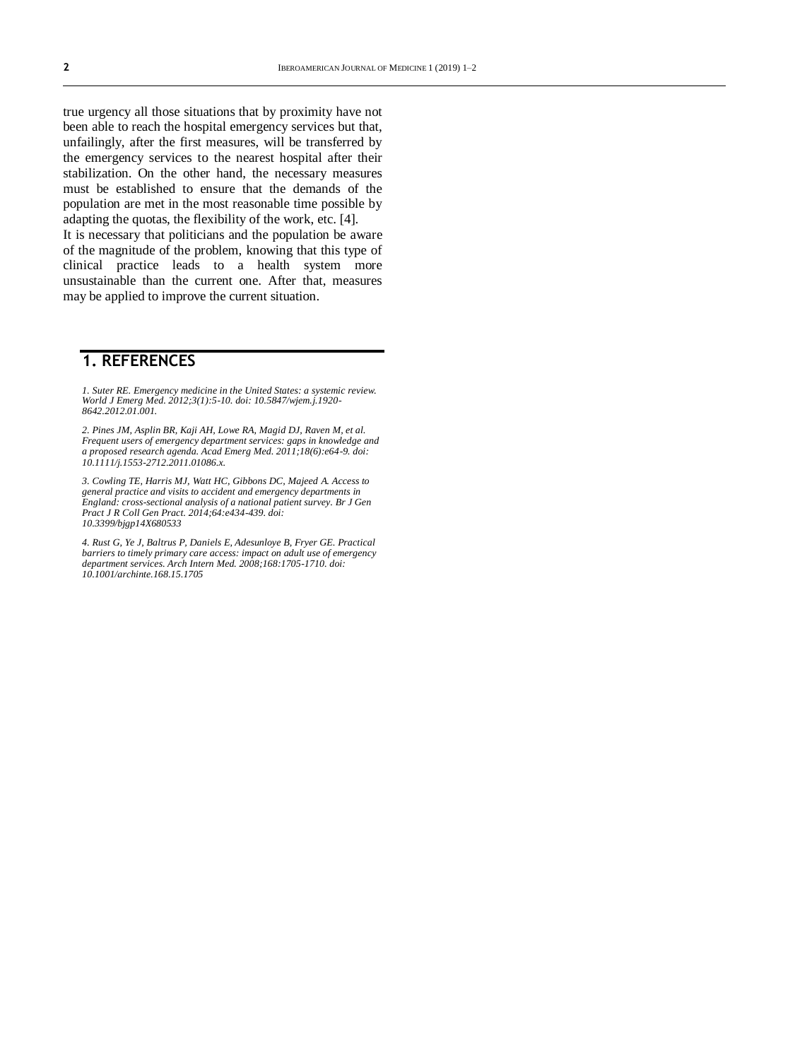true urgency all those situations that by proximity have not been able to reach the hospital emergency services but that, unfailingly, after the first measures, will be transferred by the emergency services to the nearest hospital after their stabilization. On the other hand, the necessary measures must be established to ensure that the demands of the population are met in the most reasonable time possible by adapting the quotas, the flexibility of the work, etc. [4].

It is necessary that politicians and the population be aware of the magnitude of the problem, knowing that this type of clinical practice leads to a health system more unsustainable than the current one. After that, measures may be applied to improve the current situation.

## 1. REFERENCES

*1. Suter RE. Emergency medicine in the United States: a systemic review. World J Emerg Med. 2012;3(1):5-10. doi: 10.5847/wjem.j.1920-8642.2012.01.001.*

*2. Pines JM, Asplin BR, Kaji AH, Lowe RA, Magid DJ, Raven M, et al. Frequent users of emergency department services: gaps in knowledge and a proposed research agenda. Acad Emerg Med. 2011;18(6):e64-9. doi: 10.1111/j.1553-2712.2011.01086.x.*

*3. Cowling TE, Harris MJ, Watt HC, Gibbons DC, Majeed A. Access to general practice and visits to accident and emergency departments in England: cross-sectional analysis of a national patient survey. Br J Gen Pract J R Coll Gen Pract. 2014;64:e434-439. doi: 10.3399/bjgp14X680533*

*4. Rust G, Ye J, Baltrus P, Daniels E, Adesunloye B, Fryer GE. Practical barriers to timely primary care access: impact on adult use of emergency department services. Arch Intern Med. 2008;168:1705-1710. doi: 10.1001/archinte.168.15.1705*